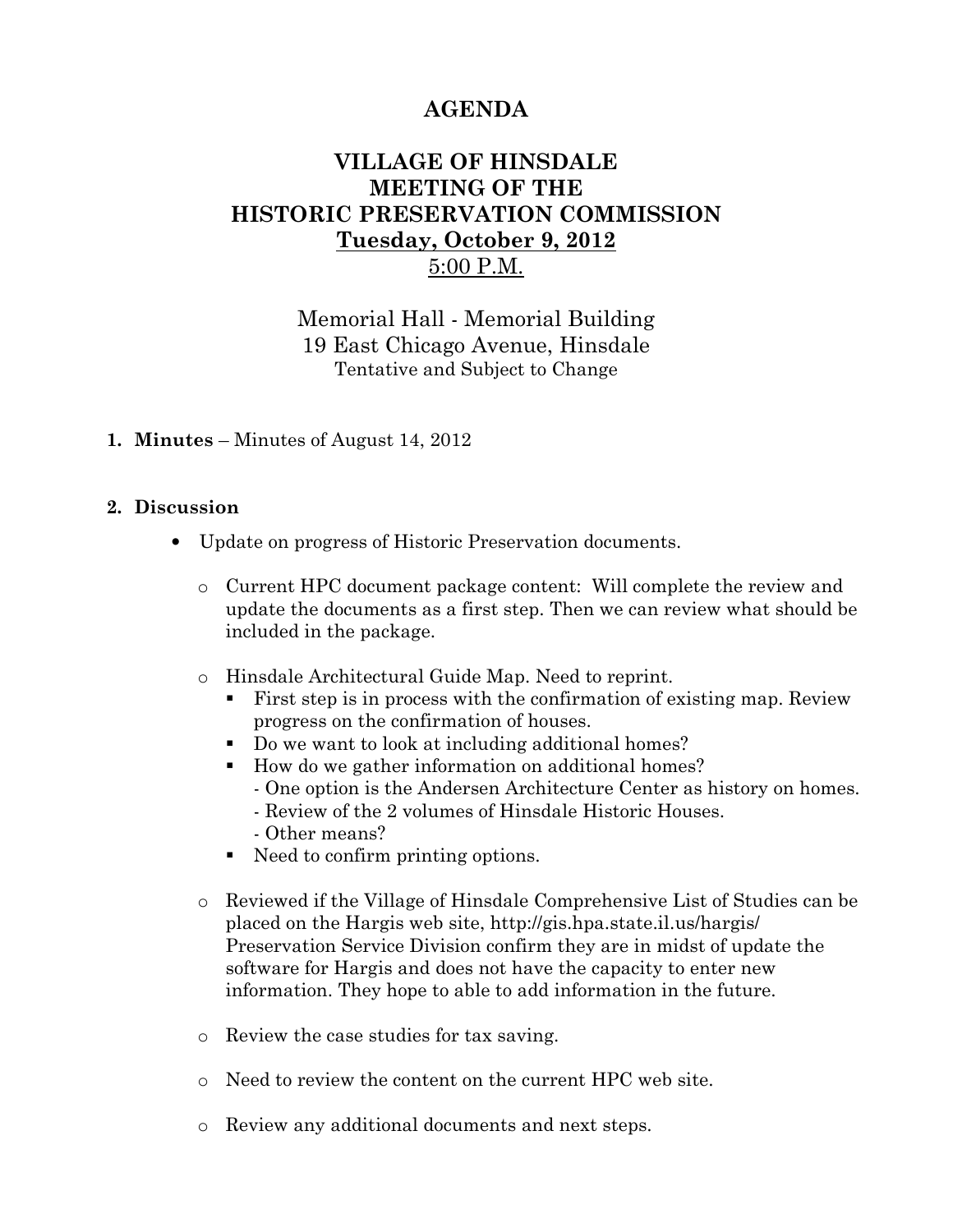# AGENDA

## VILLAGE OF HINSDALE
## MEETING OF THE
## HISTORIC PRESERVATION COMMISSION
## Tuesday, October 9, 2012
## 5:00 P.M.

Memorial Hall - Memorial Building
19 East Chicago Avenue, Hinsdale
Tentative and Subject to Change

1. **Minutes** – Minutes of August 14, 2012

2. **Discussion**

   - Update on progress of Historic Preservation documents.

     - Current HPC document package content: Will complete the review and update the documents as a first step. Then we can review what should be included in the package.

     - Hinsdale Architectural Guide Map. Need to reprint.
       - First step is in process with the confirmation of existing map. Review progress on the confirmation of houses.
       - Do we want to look at including additional homes?
       - How do we gather information on additional homes?
         - One option is the Andersen Architecture Center as history on homes.
         - Review of the 2 volumes of Hinsdale Historic Houses.
         - Other means?
       - Need to confirm printing options.

     - Reviewed if the Village of Hinsdale Comprehensive List of Studies can be placed on the Hargis web site, http://gis.hpa.state.il.us/hargis/ Preservation Service Division confirm they are in midst of update the software for Hargis and does not have the capacity to enter new information. They hope to able to add information in the future.

     - Review the case studies for tax saving.

     - Need to review the content on the current HPC web site.

     - Review any additional documents and next steps.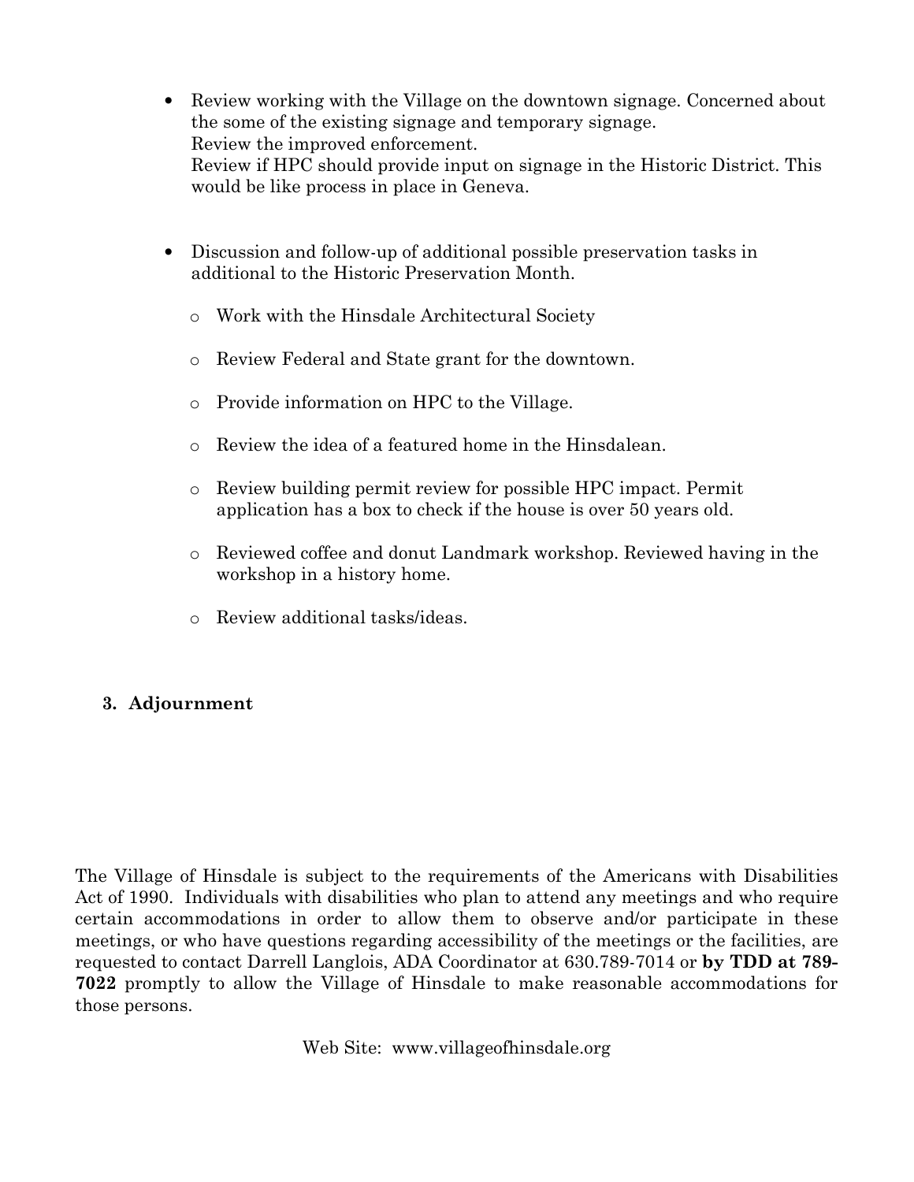- Review working with the Village on the downtown signage. Concerned about the some of the existing signage and temporary signage.
  Review the improved enforcement.
  Review if HPC should provide input on signage in the Historic District. This would be like process in place in Geneva.

- Discussion and follow-up of additional possible preservation tasks in additional to the Historic Preservation Month.
  - Work with the Hinsdale Architectural Society
  - Review Federal and State grant for the downtown.
  - Provide information on HPC to the Village.
  - Review the idea of a featured home in the Hinsdalean.
  - Review building permit review for possible HPC impact. Permit application has a box to check if the house is over 50 years old.
  - Reviewed coffee and donut Landmark workshop. Reviewed having in the workshop in a history home.
  - Review additional tasks/ideas.

**3. Adjournment**

The Village of Hinsdale is subject to the requirements of the Americans with Disabilities Act of 1990. Individuals with disabilities who plan to attend any meetings and who require certain accommodations in order to allow them to observe and/or participate in these meetings, or who have questions regarding accessibility of the meetings or the facilities, are requested to contact Darrell Langlois, ADA Coordinator at 630.789-7014 or **by TDD at 789-7022** promptly to allow the Village of Hinsdale to make reasonable accommodations for those persons.

Web Site: www.villageofhinsdale.org